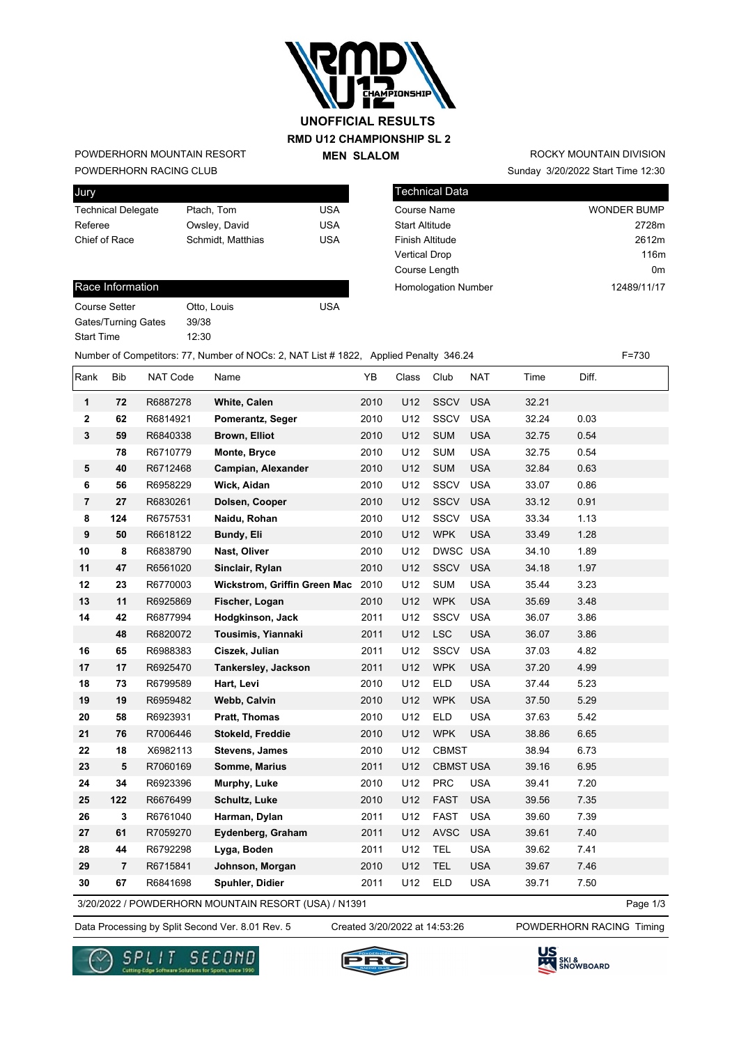# UNOFFICIAL RESULTS

## RMD U12 CHAMPIONSHIP SL 2

## MEN SLALOM

POWDERHORN MOUNTAIN RESORT
POWDERHORN RACING CLUB

ROCKY MOUNTAIN DIVISION
Sunday 3/20/2022 Start Time 12:30

| Jury | | |
|---|---|---|
| Technical Delegate | Ptach, Tom | USA |
| Referee | Owsley, David | USA |
| Chief of Race | Schmidt, Matthias | USA |

| Technical Data | |
|---|---|
| Course Name | WONDER BUMP |
| Start Altitude | 2728m |
| Finish Altitude | 2612m |
| Vertical Drop | 116m |
| Course Length | 0m |
| Homologation Number | 12489/11/17 |

| Race Information | | |
|---|---|---|
| Course Setter | Otto, Louis | USA |
| Gates/Turning Gates | 39/38 | |
| Start Time | 12:30 | |

Number of Competitors: 77, Number of NOCs: 2, NAT List # 1822, Applied Penalty 346.24 F=730

| Rank | Bib | NAT Code | Name | YB | Class | Club | NAT | Time | Diff. |
|---|---|---|---|---|---|---|---|---|---|
| 1 | 72 | R6887278 | **White, Calen** | 2010 | U12 | SSCV | USA | 32.21 | |
| 2 | 62 | R6814921 | **Pomerantz, Seger** | 2010 | U12 | SSCV | USA | 32.24 | 0.03 |
| 3 | 59 | R6840338 | **Brown, Elliot** | 2010 | U12 | SUM | USA | 32.75 | 0.54 |
| | 78 | R6710779 | **Monte, Bryce** | 2010 | U12 | SUM | USA | 32.75 | 0.54 |
| 5 | 40 | R6712468 | **Campian, Alexander** | 2010 | U12 | SUM | USA | 32.84 | 0.63 |
| 6 | 56 | R6958229 | **Wick, Aidan** | 2010 | U12 | SSCV | USA | 33.07 | 0.86 |
| 7 | 27 | R6830261 | **Dolsen, Cooper** | 2010 | U12 | SSCV | USA | 33.12 | 0.91 |
| 8 | 124 | R6757531 | **Naidu, Rohan** | 2010 | U12 | SSCV | USA | 33.34 | 1.13 |
| 9 | 50 | R6618122 | **Bundy, Eli** | 2010 | U12 | WPK | USA | 33.49 | 1.28 |
| 10 | 8 | R6838790 | **Nast, Oliver** | 2010 | U12 | DWSC | USA | 34.10 | 1.89 |
| 11 | 47 | R6561020 | **Sinclair, Rylan** | 2010 | U12 | SSCV | USA | 34.18 | 1.97 |
| 12 | 23 | R6770003 | **Wickstrom, Griffin Green Mac** | 2010 | U12 | SUM | USA | 35.44 | 3.23 |
| 13 | 11 | R6925869 | **Fischer, Logan** | 2010 | U12 | WPK | USA | 35.69 | 3.48 |
| 14 | 42 | R6877994 | **Hodgkinson, Jack** | 2011 | U12 | SSCV | USA | 36.07 | 3.86 |
| | 48 | R6820072 | **Tousimis, Yiannaki** | 2011 | U12 | LSC | USA | 36.07 | 3.86 |
| 16 | 65 | R6988383 | **Ciszek, Julian** | 2011 | U12 | SSCV | USA | 37.03 | 4.82 |
| 17 | 17 | R6925470 | **Tankersley, Jackson** | 2011 | U12 | WPK | USA | 37.20 | 4.99 |
| 18 | 73 | R6799589 | **Hart, Levi** | 2010 | U12 | ELD | USA | 37.44 | 5.23 |
| 19 | 19 | R6959482 | **Webb, Calvin** | 2010 | U12 | WPK | USA | 37.50 | 5.29 |
| 20 | 58 | R6923931 | **Pratt, Thomas** | 2010 | U12 | ELD | USA | 37.63 | 5.42 |
| 21 | 76 | R7006446 | **Stokeld, Freddie** | 2010 | U12 | WPK | USA | 38.86 | 6.65 |
| 22 | 18 | X6982113 | **Stevens, James** | 2010 | U12 | CBMST | | 38.94 | 6.73 |
| 23 | 5 | R7060169 | **Somme, Marius** | 2011 | U12 | CBMST | USA | 39.16 | 6.95 |
| 24 | 34 | R6923396 | **Murphy, Luke** | 2010 | U12 | PRC | USA | 39.41 | 7.20 |
| 25 | 122 | R6676499 | **Schultz, Luke** | 2010 | U12 | FAST | USA | 39.56 | 7.35 |
| 26 | 3 | R6761040 | **Harman, Dylan** | 2011 | U12 | FAST | USA | 39.60 | 7.39 |
| 27 | 61 | R7059270 | **Eydenberg, Graham** | 2011 | U12 | AVSC | USA | 39.61 | 7.40 |
| 28 | 44 | R6792298 | **Lyga, Boden** | 2011 | U12 | TEL | USA | 39.62 | 7.41 |
| 29 | 7 | R6715841 | **Johnson, Morgan** | 2010 | U12 | TEL | USA | 39.67 | 7.46 |
| 30 | 67 | R6841698 | **Spuhler, Didier** | 2011 | U12 | ELD | USA | 39.71 | 7.50 |

3/20/2022 / POWDERHORN MOUNTAIN RESORT (USA) / N1391

Data Processing by Split Second Ver. 8.01 Rev. 5 Created 3/20/2022 at 14:53:26 POWDERHORN RACING Timing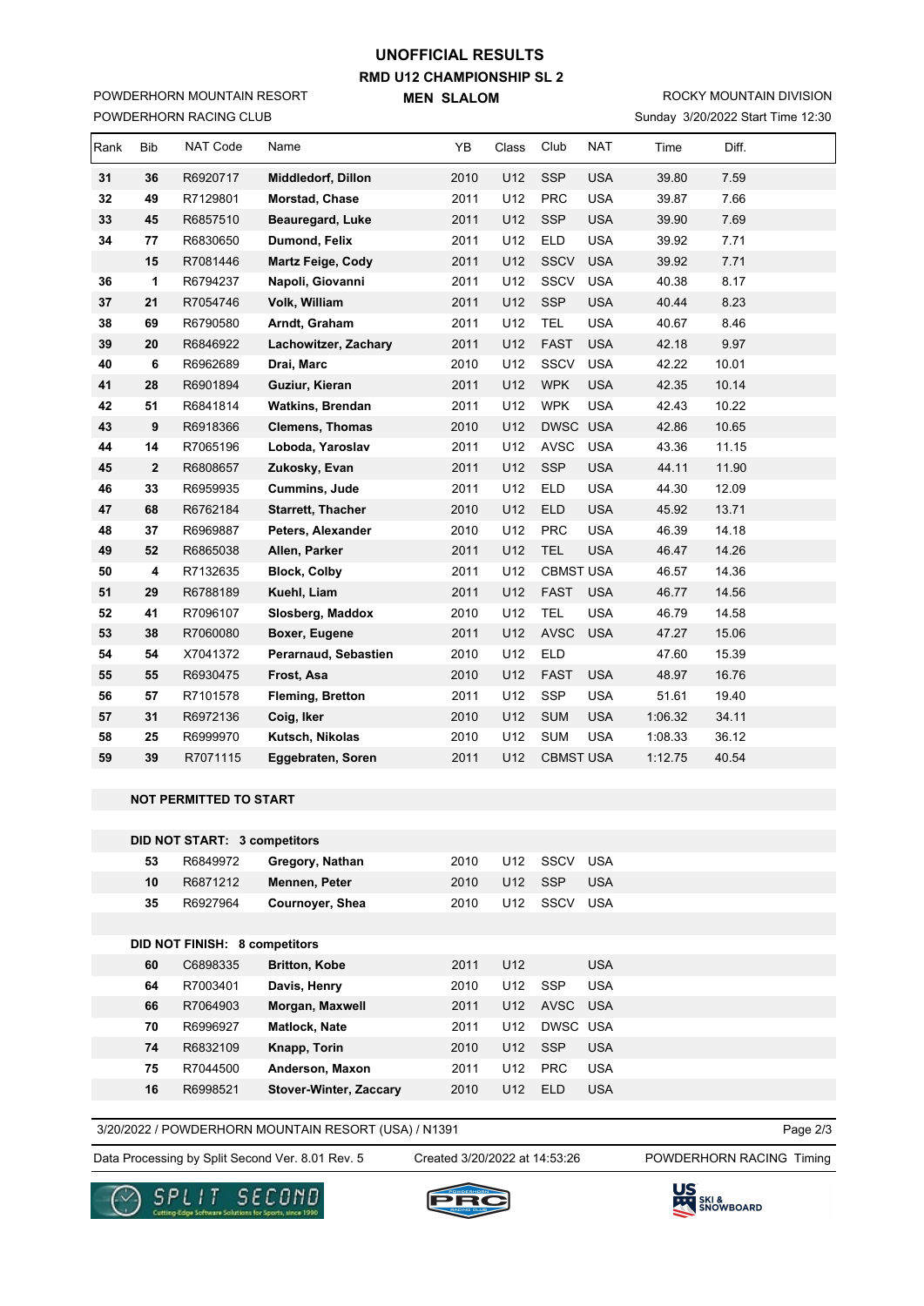# UNOFFICIAL RESULTS

## RMD U12 CHAMPIONSHIP SL 2

### MEN SLALOM

POWDERHORN MOUNTAIN RESORT
POWDERHORN RACING CLUB

ROCKY MOUNTAIN DIVISION
Sunday 3/20/2022 Start Time 12:30

| Rank | Bib | NAT Code | Name | YB | Class | Club | NAT | Time | Diff. |
|---|---|---|---|---|---|---|---|---|---|
| 31 | 36 | R6920717 | **Middledorf, Dillon** | 2010 | U12 | SSP | USA | 39.80 | 7.59 |
| 32 | 49 | R7129801 | **Morstad, Chase** | 2011 | U12 | PRC | USA | 39.87 | 7.66 |
| 33 | 45 | R6857510 | **Beauregard, Luke** | 2011 | U12 | SSP | USA | 39.90 | 7.69 |
| 34 | 77 | R6830650 | **Dumond, Felix** | 2011 | U12 | ELD | USA | 39.92 | 7.71 |
| | 15 | R7081446 | **Martz Feige, Cody** | 2011 | U12 | SSCV | USA | 39.92 | 7.71 |
| 36 | 1 | R6794237 | **Napoli, Giovanni** | 2011 | U12 | SSCV | USA | 40.38 | 8.17 |
| 37 | 21 | R7054746 | **Volk, William** | 2011 | U12 | SSP | USA | 40.44 | 8.23 |
| 38 | 69 | R6790580 | **Arndt, Graham** | 2011 | U12 | TEL | USA | 40.67 | 8.46 |
| 39 | 20 | R6846922 | **Lachowitzer, Zachary** | 2011 | U12 | FAST | USA | 42.18 | 9.97 |
| 40 | 6 | R6962689 | **Drai, Marc** | 2010 | U12 | SSCV | USA | 42.22 | 10.01 |
| 41 | 28 | R6901894 | **Guziur, Kieran** | 2011 | U12 | WPK | USA | 42.35 | 10.14 |
| 42 | 51 | R6841814 | **Watkins, Brendan** | 2011 | U12 | WPK | USA | 42.43 | 10.22 |
| 43 | 9 | R6918366 | **Clemens, Thomas** | 2010 | U12 | DWSC | USA | 42.86 | 10.65 |
| 44 | 14 | R7065196 | **Loboda, Yaroslav** | 2011 | U12 | AVSC | USA | 43.36 | 11.15 |
| 45 | 2 | R6808657 | **Zukosky, Evan** | 2011 | U12 | SSP | USA | 44.11 | 11.90 |
| 46 | 33 | R6959935 | **Cummins, Jude** | 2011 | U12 | ELD | USA | 44.30 | 12.09 |
| 47 | 68 | R6762184 | **Starrett, Thacher** | 2010 | U12 | ELD | USA | 45.92 | 13.71 |
| 48 | 37 | R6969887 | **Peters, Alexander** | 2010 | U12 | PRC | USA | 46.39 | 14.18 |
| 49 | 52 | R6865038 | **Allen, Parker** | 2011 | U12 | TEL | USA | 46.47 | 14.26 |
| 50 | 4 | R7132635 | **Block, Colby** | 2011 | U12 | CBMST | USA | 46.57 | 14.36 |
| 51 | 29 | R6788189 | **Kuehl, Liam** | 2011 | U12 | FAST | USA | 46.77 | 14.56 |
| 52 | 41 | R7096107 | **Slosberg, Maddox** | 2010 | U12 | TEL | USA | 46.79 | 14.58 |
| 53 | 38 | R7060080 | **Boxer, Eugene** | 2011 | U12 | AVSC | USA | 47.27 | 15.06 |
| 54 | 54 | X7041372 | **Perarnaud, Sebastien** | 2010 | U12 | ELD | | 47.60 | 15.39 |
| 55 | 55 | R6930475 | **Frost, Asa** | 2010 | U12 | FAST | USA | 48.97 | 16.76 |
| 56 | 57 | R7101578 | **Fleming, Bretton** | 2011 | U12 | SSP | USA | 51.61 | 19.40 |
| 57 | 31 | R6972136 | **Coig, Iker** | 2010 | U12 | SUM | USA | 1:06.32 | 34.11 |
| 58 | 25 | R6999970 | **Kutsch, Nikolas** | 2010 | U12 | SUM | USA | 1:08.33 | 36.12 |
| 59 | 39 | R7071115 | **Eggebraten, Soren** | 2011 | U12 | CBMST | USA | 1:12.75 | 40.54 |

**NOT PERMITTED TO START**

**DID NOT START: 3 competitors**

| Bib | NAT Code | Name | YB | Class | Club | NAT |
|---|---|---|---|---|---|---|
| 53 | R6849972 | **Gregory, Nathan** | 2010 | U12 | SSCV | USA |
| 10 | R6871212 | **Mennen, Peter** | 2010 | U12 | SSP | USA |
| 35 | R6927964 | **Cournoyer, Shea** | 2010 | U12 | SSCV | USA |

**DID NOT FINISH: 8 competitors**

| Bib | NAT Code | Name | YB | Class | Club | NAT |
|---|---|---|---|---|---|---|
| 60 | C6898335 | **Britton, Kobe** | 2011 | U12 | | USA |
| 64 | R7003401 | **Davis, Henry** | 2010 | U12 | SSP | USA |
| 66 | R7064903 | **Morgan, Maxwell** | 2011 | U12 | AVSC | USA |
| 70 | R6996927 | **Matlock, Nate** | 2011 | U12 | DWSC | USA |
| 74 | R6832109 | **Knapp, Torin** | 2010 | U12 | SSP | USA |
| 75 | R7044500 | **Anderson, Maxon** | 2011 | U12 | PRC | USA |
| 16 | R6998521 | **Stover-Winter, Zaccary** | 2010 | U12 | ELD | USA |

3/20/2022 / POWDERHORN MOUNTAIN RESORT (USA) / N1391

Data Processing by Split Second Ver. 8.01 Rev. 5 — Created 3/20/2022 at 14:53:26 — POWDERHORN RACING Timing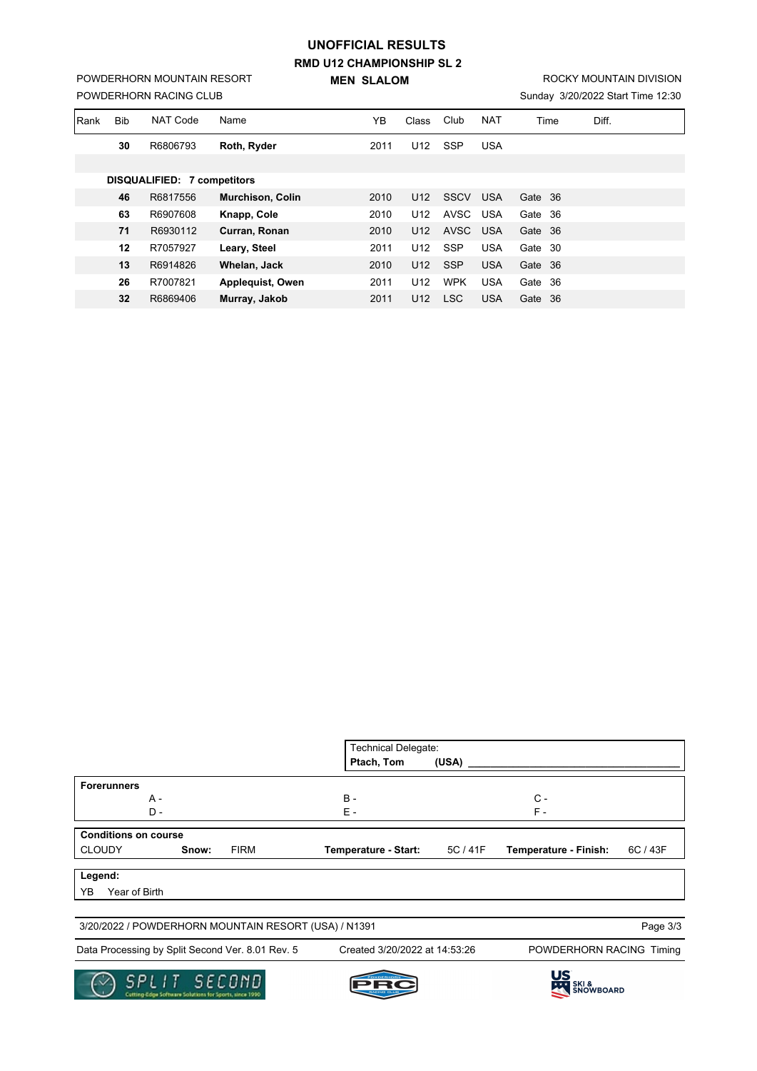# UNOFFICIAL RESULTS

## RMD U12 CHAMPIONSHIP SL 2

### MEN SLALOM

POWDERHORN MOUNTAIN RESORT
POWDERHORN RACING CLUB

ROCKY MOUNTAIN DIVISION
Sunday 3/20/2022 Start Time 12:30

| Rank | Bib | NAT Code | Name | YB | Class | Club | NAT | Time | Diff. |
|---|---|---|---|---|---|---|---|---|---|
| | **30** | R6806793 | **Roth, Ryder** | 2011 | U12 | SSP | USA | | |

**DISQUALIFIED: 7 competitors**

| Rank | Bib | NAT Code | Name | YB | Class | Club | NAT | Time | Diff. |
|---|---|---|---|---|---|---|---|---|---|
| | **46** | R6817556 | **Murchison, Colin** | 2010 | U12 | SSCV | USA | Gate 36 | |
| | **63** | R6907608 | **Knapp, Cole** | 2010 | U12 | AVSC | USA | Gate 36 | |
| | **71** | R6930112 | **Curran, Ronan** | 2010 | U12 | AVSC | USA | Gate 36 | |
| | **12** | R7057927 | **Leary, Steel** | 2011 | U12 | SSP | USA | Gate 30 | |
| | **13** | R6914826 | **Whelan, Jack** | 2010 | U12 | SSP | USA | Gate 36 | |
| | **26** | R7007821 | **Applequist, Owen** | 2011 | U12 | WPK | USA | Gate 36 | |
| | **32** | R6869406 | **Murray, Jakob** | 2011 | U12 | LSC | USA | Gate 36 | |

Technical Delegate:
**Ptach, Tom** **(USA)**

**Forerunners**

| | | |
|---|---|---|
| A - | B - | C - |
| D - | E - | F - |

**Conditions on course**

| | | | | | | | |
|---|---|---|---|---|---|---|---|
| CLOUDY | **Snow:** | FIRM | **Temperature - Start:** | 5C / 41F | **Temperature - Finish:** | 6C / 43F | |

**Legend:**
YB Year of Birth

3/20/2022 / POWDERHORN MOUNTAIN RESORT (USA) / N1391

Data Processing by Split Second Ver. 8.01 Rev. 5 — Created 3/20/2022 at 14:53:26 — POWDERHORN RACING Timing